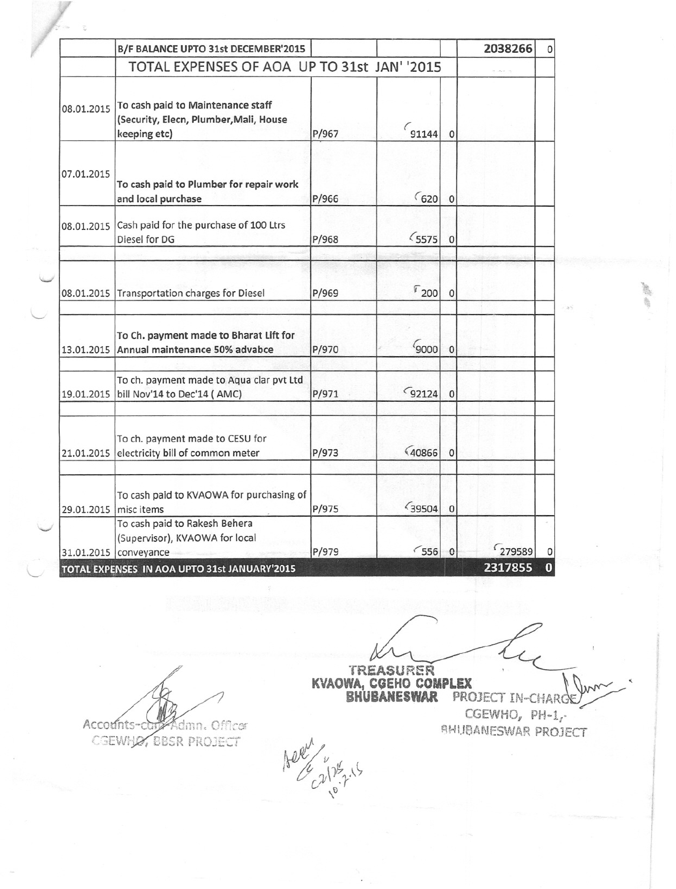| | B/F BALANCE UPTO 31st DECEMBER'2015 | | | | 2038266 | 0 |
|---|---|---|---|---|---|---|
| | TOTAL EXPENSES OF AOA UP TO 31st JAN' '2015 | | | | | |
| 08.01.2015 | To cash paid to Maintenance staff (Security, Elecn, Plumber,Mali, House keeping etc) | P/967 | 91144 | 0 | | |
| 07.01.2015 | To cash paid to Plumber for repair work and local purchase | P/966 | 620 | 0 | | |
| 08.01.2015 | Cash paid for the purchase of 100 Ltrs Diesel for DG | P/968 | 5575 | 0 | | |
| 08.01.2015 | Transportation charges for Diesel | P/969 | 200 | 0 | | |
| 13.01.2015 | To Ch. payment made to Bharat Lift for Annual maintenance 50% advabce | P/970 | 9000 | 0 | | |
| 19.01.2015 | To ch. payment made to Aqua clar pvt Ltd bill Nov'14 to Dec'14 ( AMC) | P/971 | 92124 | 0 | | |
| 21.01.2015 | To ch. payment made to CESU for electricity bill of common meter | P/973 | 40866 | 0 | | |
| 29.01.2015 | To cash paid to KVAOWA for purchasing of misc items | P/975 | 39504 | 0 | | |
| 31.01.2015 | To cash paid to Rakesh Behera (Supervisor), KVAOWA for local conveyance | P/979 | 556 | 0 | 279589 | 0 |
| **TOTAL EXPENSES IN AOA UPTO 31st JANUARY'2015** | | | | | **2317855** | **0** |

Accounts-cum-Admn. Officer
CGEWHO, BBSR PROJECT

TREASURER
KVAOWA, CGEHO COMPLEX
BHUBANESWAR

PROJECT IN-CHARGE
CGEWHO, PH-1,
BHUBANESWAR PROJECT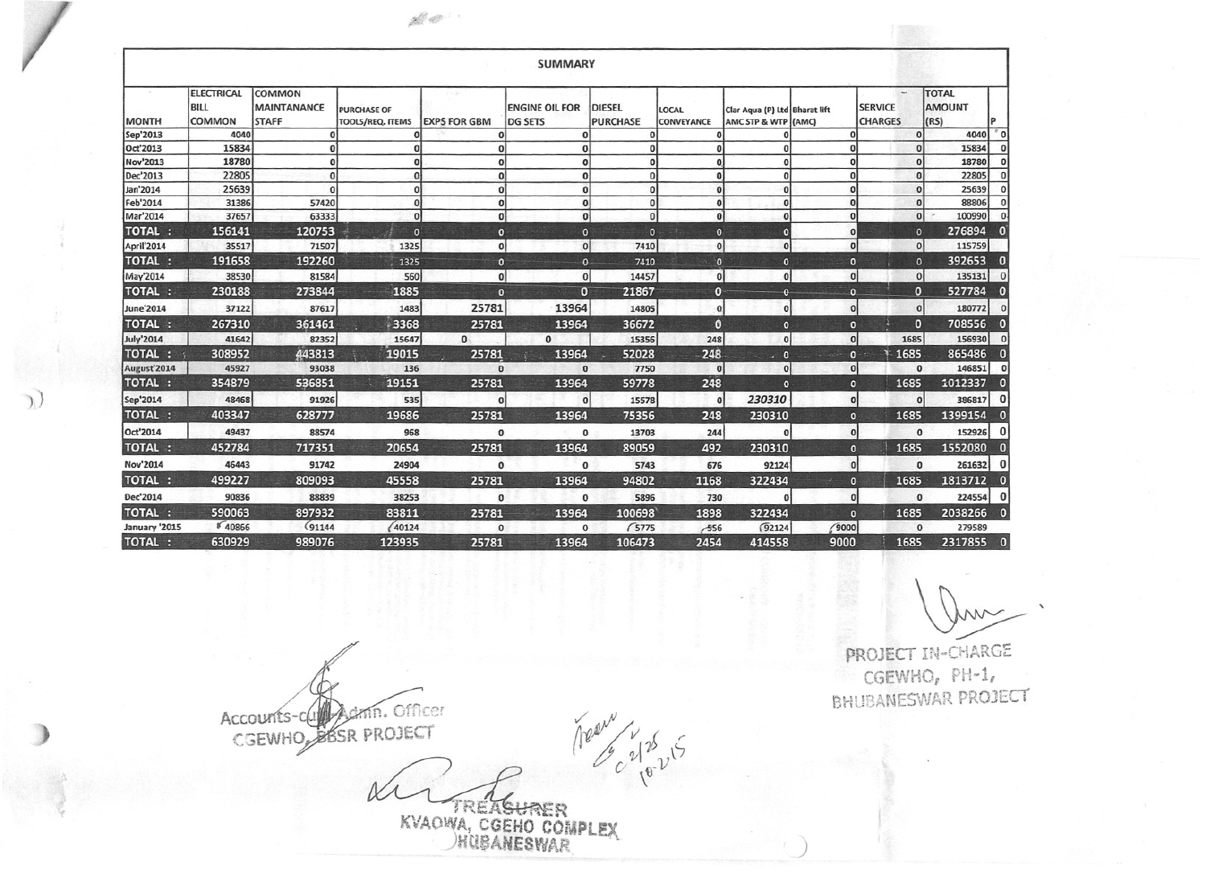# SUMMARY

| MONTH | ELECTRICAL BILL COMMON | COMMON MAINTANANCE STAFF | PURCHASE OF TOOLS/REQ. ITEMS | EXPS FOR GBM | ENGINE OIL FOR DG SETS | DIESEL PURCHASE | LOCAL CONVEYANCE | Clar Aqua (P) Ltd AMC STP & WTP | Bharat lift (AMC) | SERVICE CHARGES | TOTAL AMOUNT (RS) | P |
|---|---|---|---|---|---|---|---|---|---|---|---|---|
| Sep'2013 | 4040 | 0 | 0 | 0 | 0 | 0 | 0 | 0 | 0 | 0 | 4040 | 0 |
| Oct'2013 | 15834 | 0 | 0 | 0 | 0 | 0 | 0 | 0 | 0 | 0 | 15834 | 0 |
| Nov'2013 | 18780 | 0 | 0 | 0 | 0 | 0 | 0 | 0 | 0 | 0 | 18780 | 0 |
| Dec'2013 | 22805 | 0 | 0 | 0 | 0 | 0 | 0 | 0 | 0 | 0 | 22805 | 0 |
| Jan'2014 | 25639 | 0 | 0 | 0 | 0 | 0 | 0 | 0 | 0 | 0 | 25639 | 0 |
| Feb'2014 | 31386 | 57420 | 0 | 0 | 0 | 0 | 0 | 0 | 0 | 0 | 88806 | 0 |
| Mar'2014 | 37657 | 63333 | 0 | 0 | 0 | 0 | 0 | 0 | 0 | 0 | 100990 | 0 |
| TOTAL : | 156141 | 120753 | 0 | 0 | 0 | 0 | 0 | 0 | 0 | 0 | 276894 | 0 |
| April'2014 | 35517 | 71507 | 1325 | 0 | 0 | 7410 | 0 | 0 | 0 | 0 | 115759 | |
| TOTAL : | 191658 | 192260 | 1325 | 0 | 0 | 7410 | 0 | 0 | 0 | 0 | 392653 | 0 |
| May'2014 | 38530 | 81584 | 560 | 0 | 0 | 14457 | 0 | 0 | 0 | 0 | 135131 | 0 |
| TOTAL : | 230188 | 273844 | 1885 | 0 | 0 | 21867 | 0 | 0 | 0 | 0 | 527784 | 0 |
| June'2014 | 37122 | 87617 | 1483 | 25781 | 13964 | 14805 | 0 | 0 | 0 | 0 | 180772 | 0 |
| TOTAL : | 267310 | 361461 | 3368 | 25781 | 13964 | 36672 | 0 | 0 | 0 | 0 | 708556 | 0 |
| July'2014 | 41642 | 82352 | 15647 | 0 | 0 | 15356 | 248 | 0 | 0 | 1685 | 156930 | 0 |
| TOTAL : | 308952 | 443813 | 19015 | 25781 | 13964 | 52028 | 248 | 0 | 0 | 1685 | 865486 | 0 |
| August'2014 | 45927 | 93038 | 136 | 0 | 0 | 7750 | 0 | 0 | 0 | 0 | 146851 | 0 |
| TOTAL : | 354879 | 536851 | 19151 | 25781 | 13964 | 59778 | 248 | 0 | 0 | 1685 | 1012337 | 0 |
| Sep'2014 | 48468 | 91926 | 535 | 0 | 0 | 15578 | 0 | 230310 | 0 | 0 | 386817 | 0 |
| TOTAL : | 403347 | 628777 | 19686 | 25781 | 13964 | 75356 | 248 | 230310 | 0 | 1685 | 1399154 | 0 |
| Oct'2014 | 49437 | 88574 | 968 | 0 | 0 | 13703 | 244 | 0 | 0 | 0 | 152926 | 0 |
| TOTAL : | 452784 | 717351 | 20654 | 25781 | 13964 | 89059 | 492 | 230310 | 0 | 1685 | 1552080 | 0 |
| Nov'2014 | 46443 | 91742 | 24904 | 0 | 0 | 5743 | 676 | 92124 | 0 | 0 | 261632 | 0 |
| TOTAL : | 499227 | 809093 | 45558 | 25781 | 13964 | 94802 | 1168 | 322434 | 0 | 1685 | 1813712 | 0 |
| Dec'2014 | 90836 | 88839 | 38253 | 0 | 0 | 5896 | 730 | 0 | 0 | 0 | 224554 | 0 |
| TOTAL : | 590063 | 897932 | 83811 | 25781 | 13964 | 100698 | 1898 | 322434 | 0 | 1685 | 2038266 | 0 |
| January '2015 | 40866 | 91144 | 40124 | 0 | 0 | 5775 | 556 | 92124 | 9000 | 0 | 279589 | |
| TOTAL : | 630929 | 989076 | 123935 | 25781 | 13964 | 106473 | 2454 | 414558 | 9000 | 1685 | 2317855 | 0 |

PROJECT IN-CHARGE
CGEWHO, PH-1,
BHUBANESWAR PROJECT

Accounts-cum-Admn. Officer
CGEWHO, BBSR PROJECT

TREASURER
KVAOWA, CGEHO COMPLEX
BHUBANESWAR

10.2.15